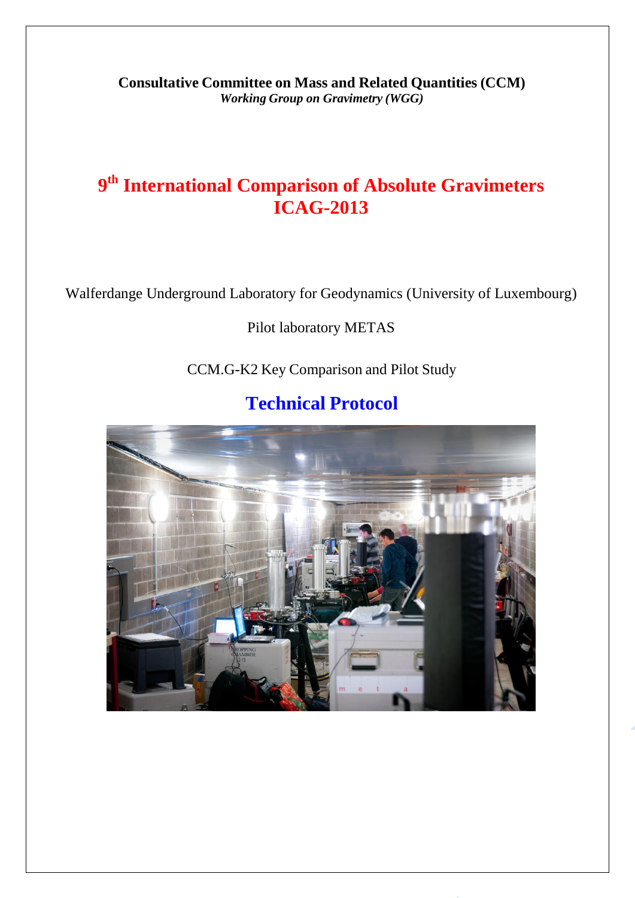**Consultative Committee on Mass and Related Quantities (CCM)**
***Working Group on Gravimetry (WGG)***

# 9th International Comparison of Absolute Gravimeters ICAG-2013

Walferdange Underground Laboratory for Geodynamics (University of Luxembourg)

Pilot laboratory METAS

CCM.G-K2 Key Comparison and Pilot Study

## Technical Protocol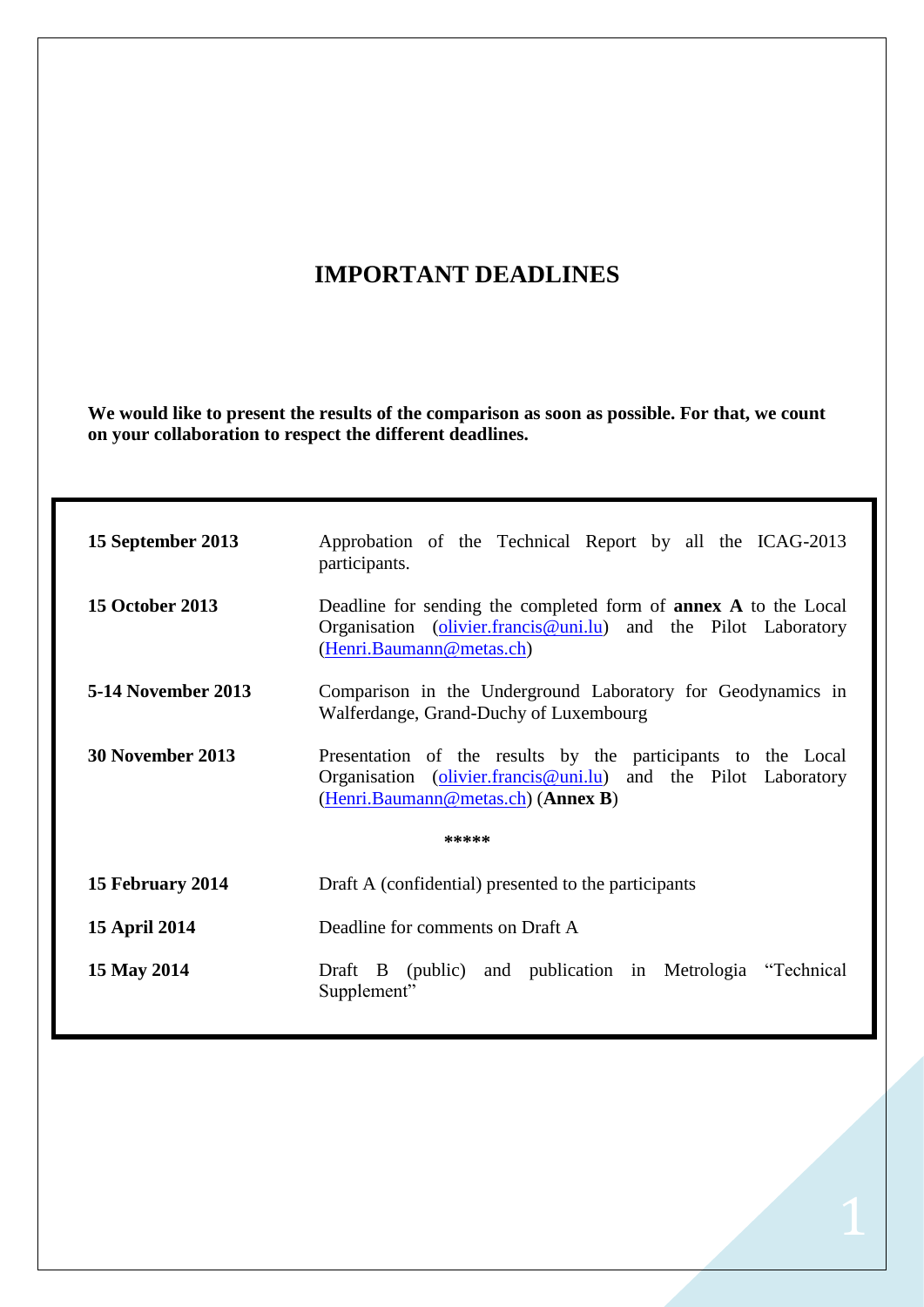# IMPORTANT DEADLINES

**We would like to present the results of the comparison as soon as possible. For that, we count on your collaboration to respect the different deadlines.**

| | |
|---|---|
| **15 September 2013** | Approbation of the Technical Report by all the ICAG-2013 participants. |
| **15 October 2013** | Deadline for sending the completed form of **annex A** to the Local Organisation (olivier.francis@uni.lu) and the Pilot Laboratory (Henri.Baumann@metas.ch) |
| **5-14 November 2013** | Comparison in the Underground Laboratory for Geodynamics in Walferdange, Grand-Duchy of Luxembourg |
| **30 November 2013** | Presentation of the results by the participants to the Local Organisation (olivier.francis@uni.lu) and the Pilot Laboratory (Henri.Baumann@metas.ch) (**Annex B**) |
| | ***** |
| **15 February 2014** | Draft A (confidential) presented to the participants |
| **15 April 2014** | Deadline for comments on Draft A |
| **15 May 2014** | Draft B (public) and publication in Metrologia "Technical Supplement" |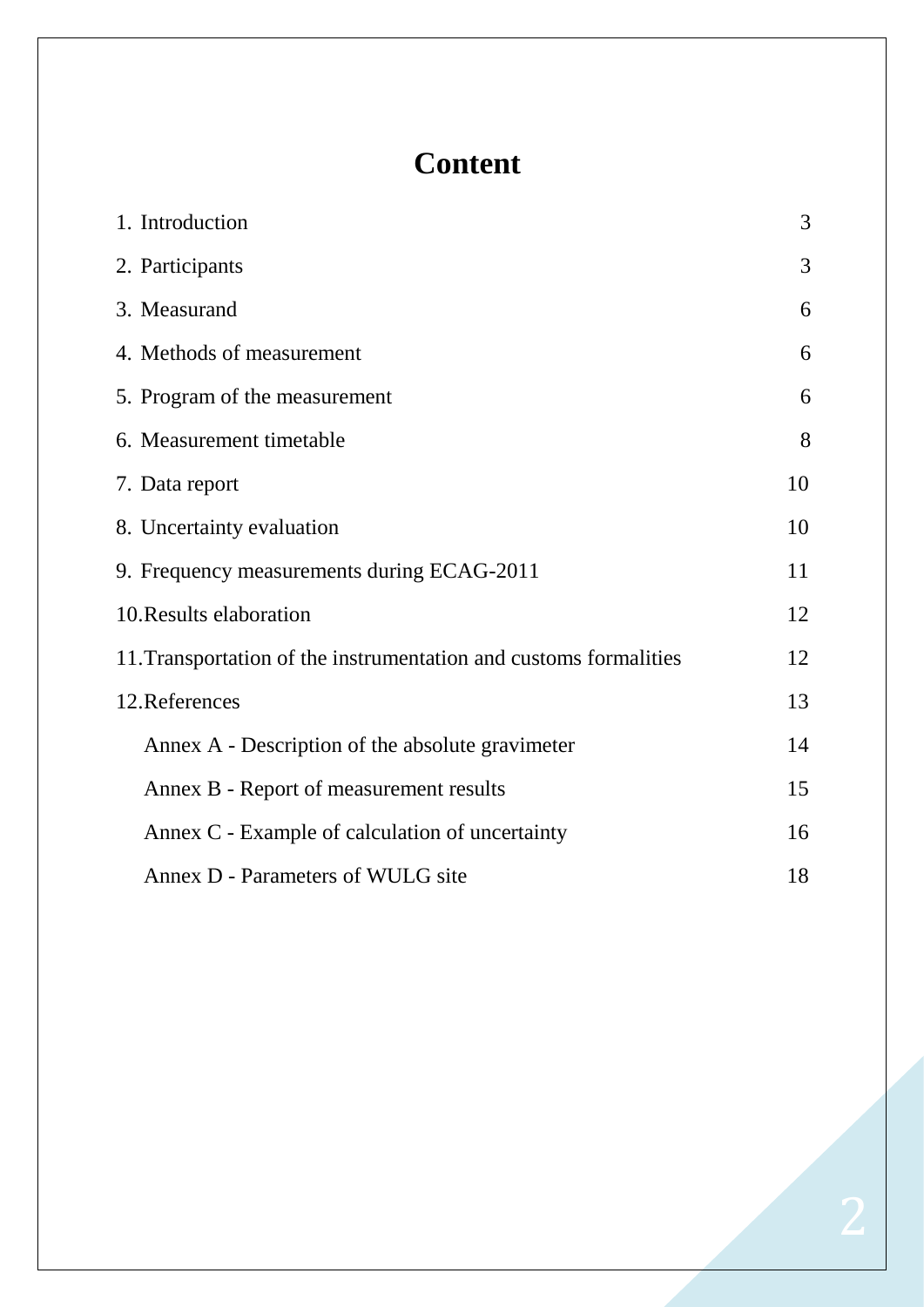# Content

| | |
|---|---|
| 1. Introduction | 3 |
| 2. Participants | 3 |
| 3. Measurand | 6 |
| 4. Methods of measurement | 6 |
| 5. Program of the measurement | 6 |
| 6. Measurement timetable | 8 |
| 7. Data report | 10 |
| 8. Uncertainty evaluation | 10 |
| 9. Frequency measurements during ECAG-2011 | 11 |
| 10. Results elaboration | 12 |
| 11. Transportation of the instrumentation and customs formalities | 12 |
| 12. References | 13 |
| Annex A - Description of the absolute gravimeter | 14 |
| Annex B - Report of measurement results | 15 |
| Annex C - Example of calculation of uncertainty | 16 |
| Annex D - Parameters of WULG site | 18 |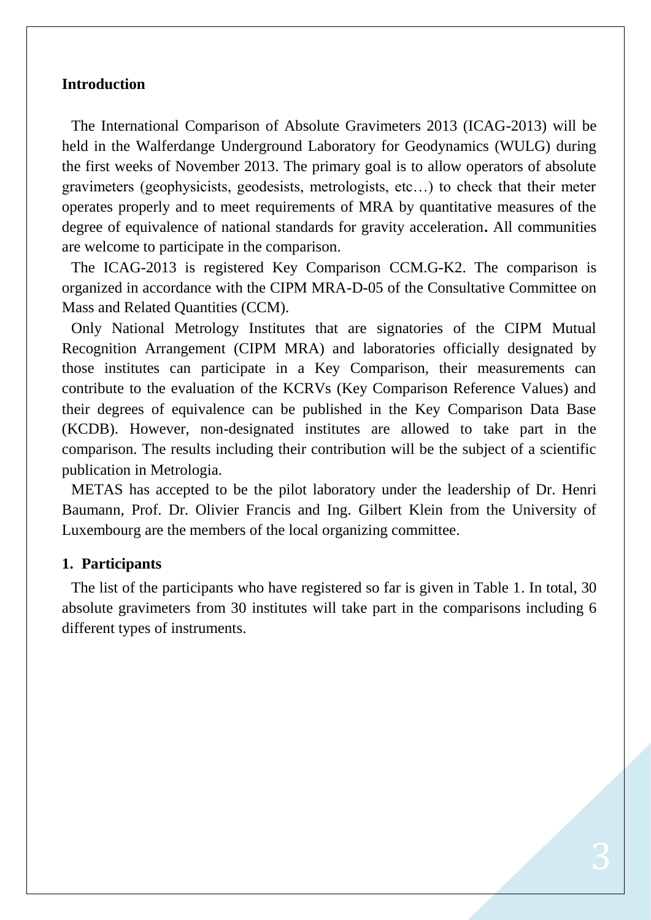## Introduction

The International Comparison of Absolute Gravimeters 2013 (ICAG-2013) will be held in the Walferdange Underground Laboratory for Geodynamics (WULG) during the first weeks of November 2013. The primary goal is to allow operators of absolute gravimeters (geophysicists, geodesists, metrologists, etc…) to check that their meter operates properly and to meet requirements of MRA by quantitative measures of the degree of equivalence of national standards for gravity acceleration**.** All communities are welcome to participate in the comparison.

The ICAG-2013 is registered Key Comparison CCM.G-K2. The comparison is organized in accordance with the CIPM MRA-D-05 of the Consultative Committee on Mass and Related Quantities (CCM).

Only National Metrology Institutes that are signatories of the CIPM Mutual Recognition Arrangement (CIPM MRA) and laboratories officially designated by those institutes can participate in a Key Comparison, their measurements can contribute to the evaluation of the KCRVs (Key Comparison Reference Values) and their degrees of equivalence can be published in the Key Comparison Data Base (KCDB). However, non-designated institutes are allowed to take part in the comparison. The results including their contribution will be the subject of a scientific publication in Metrologia.

METAS has accepted to be the pilot laboratory under the leadership of Dr. Henri Baumann, Prof. Dr. Olivier Francis and Ing. Gilbert Klein from the University of Luxembourg are the members of the local organizing committee.

## 1. Participants

The list of the participants who have registered so far is given in Table 1. In total, 30 absolute gravimeters from 30 institutes will take part in the comparisons including 6 different types of instruments.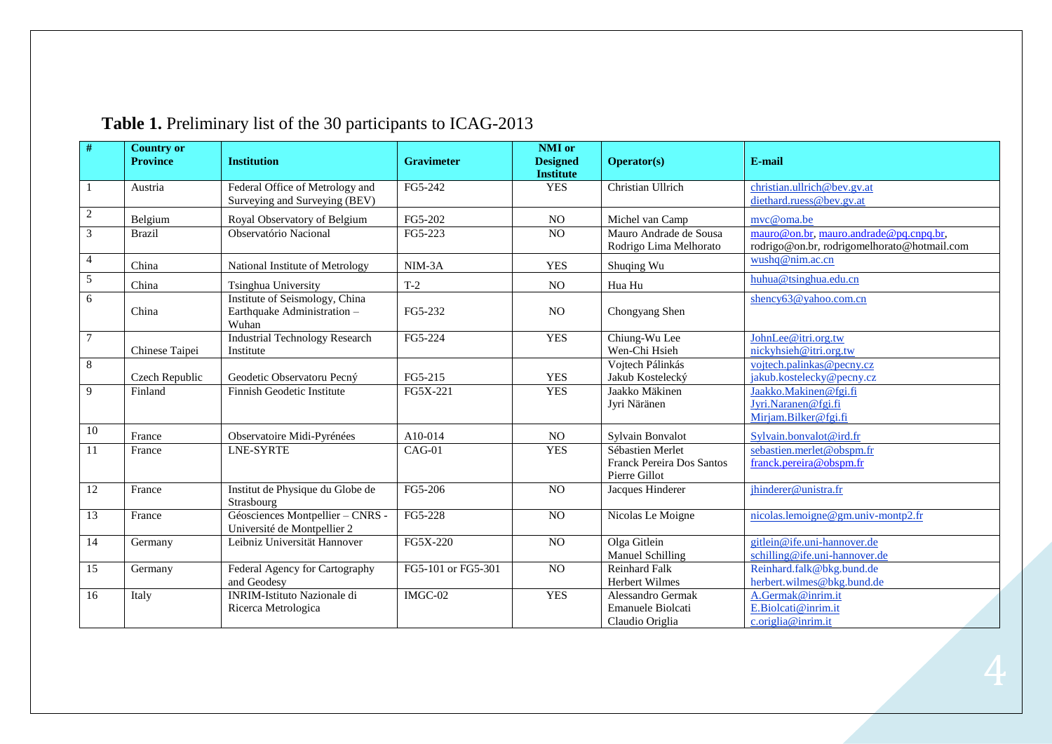**Table 1.** Preliminary list of the 30 participants to ICAG-2013

| # | Country or Province | Institution | Gravimeter | NMI or Designed Institute | Operator(s) | E-mail |
|---|---|---|---|---|---|---|
| 1 | Austria | Federal Office of Metrology and Surveying and Surveying (BEV) | FG5-242 | YES | Christian Ullrich | christian.ullrich@bev.gv.at diethard.ruess@bev.gv.at |
| 2 | Belgium | Royal Observatory of Belgium | FG5-202 | NO | Michel van Camp | mvc@oma.be |
| 3 | Brazil | Observatório Nacional | FG5-223 | NO | Mauro Andrade de Sousa Rodrigo Lima Melhorato | mauro@on.br, mauro.andrade@pq.cnpq.br, rodrigo@on.br, rodrigomelhorato@hotmail.com |
| 4 | China | National Institute of Metrology | NIM-3A | YES | Shuqing Wu | wushq@nim.ac.cn |
| 5 | China | Tsinghua University | T-2 | NO | Hua Hu | huhua@tsinghua.edu.cn |
| 6 | China | Institute of Seismology, China Earthquake Administration – Wuhan | FG5-232 | NO | Chongyang Shen | shency63@yahoo.com.cn |
| 7 | Chinese Taipei | Industrial Technology Research Institute | FG5-224 | YES | Chiung-Wu Lee Wen-Chi Hsieh | JohnLee@itri.org.tw nickyhsieh@itri.org.tw |
| 8 | Czech Republic | Geodetic Observatoru Pecný | FG5-215 | YES | Vojtech Pálinkás Jakub Kostelecký | vojtech.palinkas@pecny.cz jakub.kostelecky@pecny.cz |
| 9 | Finland | Finnish Geodetic Institute | FG5X-221 | YES | Jaakko Mäkinen Jyri Näränen | Jaakko.Makinen@fgi.fi Jyri.Naranen@fgi.fi Mirjam.Bilker@fgi.fi |
| 10 | France | Observatoire Midi-Pyrénées | A10-014 | NO | Sylvain Bonvalot | Sylvain.bonvalot@ird.fr |
| 11 | France | LNE-SYRTE | CAG-01 | YES | Sébastien Merlet Franck Pereira Dos Santos Pierre Gillot | sebastien.merlet@obspm.fr franck.pereira@obspm.fr |
| 12 | France | Institut de Physique du Globe de Strasbourg | FG5-206 | NO | Jacques Hinderer | jhinderer@unistra.fr |
| 13 | France | Géosciences Montpellier – CNRS - Université de Montpellier 2 | FG5-228 | NO | Nicolas Le Moigne | nicolas.lemoigne@gm.univ-montp2.fr |
| 14 | Germany | Leibniz Universität Hannover | FG5X-220 | NO | Olga Gitlein Manuel Schilling | gitlein@ife.uni-hannover.de schilling@ife.uni-hannover.de |
| 15 | Germany | Federal Agency for Cartography and Geodesy | FG5-101 or FG5-301 | NO | Reinhard Falk Herbert Wilmes | Reinhard.falk@bkg.bund.de herbert.wilmes@bkg.bund.de |
| 16 | Italy | INRIM-Istituto Nazionale di Ricerca Metrologica | IMGC-02 | YES | Alessandro Germak Emanuele Biolcati Claudio Origlia | A.Germak@inrim.it E.Biolcati@inrim.it c.origlia@inrim.it |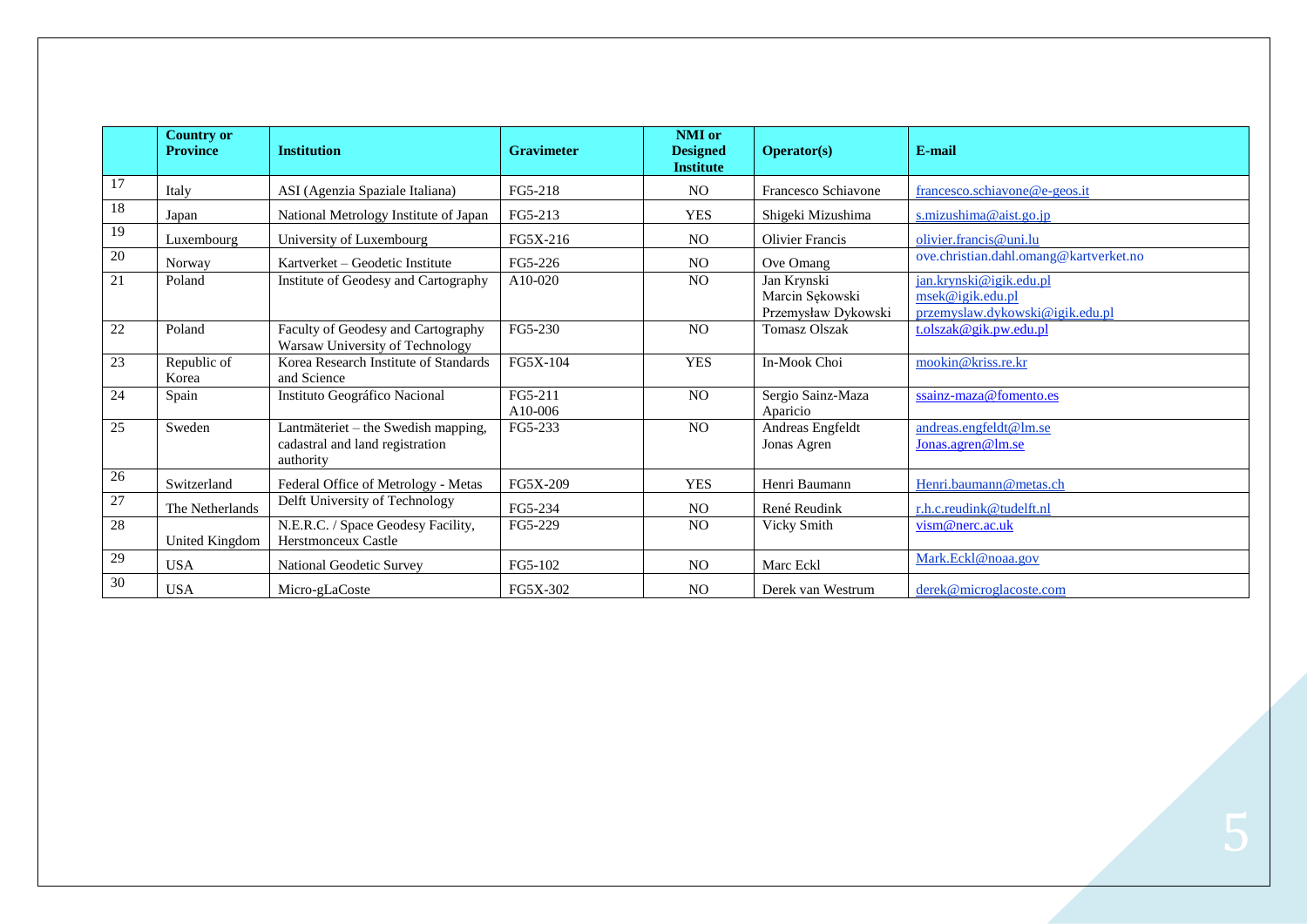| | Country or Province | Institution | Gravimeter | NMI or Designed Institute | Operator(s) | E-mail |
|---|---|---|---|---|---|---|
| 17 | Italy | ASI (Agenzia Spaziale Italiana) | FG5-218 | NO | Francesco Schiavone | francesco.schiavone@e-geos.it |
| 18 | Japan | National Metrology Institute of Japan | FG5-213 | YES | Shigeki Mizushima | s.mizushima@aist.go.jp |
| 19 | Luxembourg | University of Luxembourg | FG5X-216 | NO | Olivier Francis | olivier.francis@uni.lu |
| 20 | Norway | Kartverket – Geodetic Institute | FG5-226 | NO | Ove Omang | ove.christian.dahl.omang@kartverket.no |
| 21 | Poland | Institute of Geodesy and Cartography | A10-020 | NO | Jan Krynski<br>Marcin Sękowski<br>Przemysław Dykowski | jan.krynski@igik.edu.pl<br>msek@igik.edu.pl<br>przemyslaw.dykowski@igik.edu.pl |
| 22 | Poland | Faculty of Geodesy and Cartography Warsaw University of Technology | FG5-230 | NO | Tomasz Olszak | t.olszak@gik.pw.edu.pl |
| 23 | Republic of Korea | Korea Research Institute of Standards and Science | FG5X-104 | YES | In-Mook Choi | mookin@kriss.re.kr |
| 24 | Spain | Instituto Geográfico Nacional | FG5-211<br>A10-006 | NO | Sergio Sainz-Maza Aparicio | ssainz-maza@fomento.es |
| 25 | Sweden | Lantmäteriet – the Swedish mapping, cadastral and land registration authority | FG5-233 | NO | Andreas Engfeldt<br>Jonas Agren | andreas.engfeldt@lm.se<br>Jonas.agren@lm.se |
| 26 | Switzerland | Federal Office of Metrology - Metas | FG5X-209 | YES | Henri Baumann | Henri.baumann@metas.ch |
| 27 | The Netherlands | Delft University of Technology | FG5-234 | NO | René Reudink | r.h.c.reudink@tudelft.nl |
| 28 | United Kingdom | N.E.R.C. / Space Geodesy Facility, Herstmonceux Castle | FG5-229 | NO | Vicky Smith | vism@nerc.ac.uk |
| 29 | USA | National Geodetic Survey | FG5-102 | NO | Marc Eckl | Mark.Eckl@noaa.gov |
| 30 | USA | Micro-gLaCoste | FG5X-302 | NO | Derek van Westrum | derek@microglacoste.com |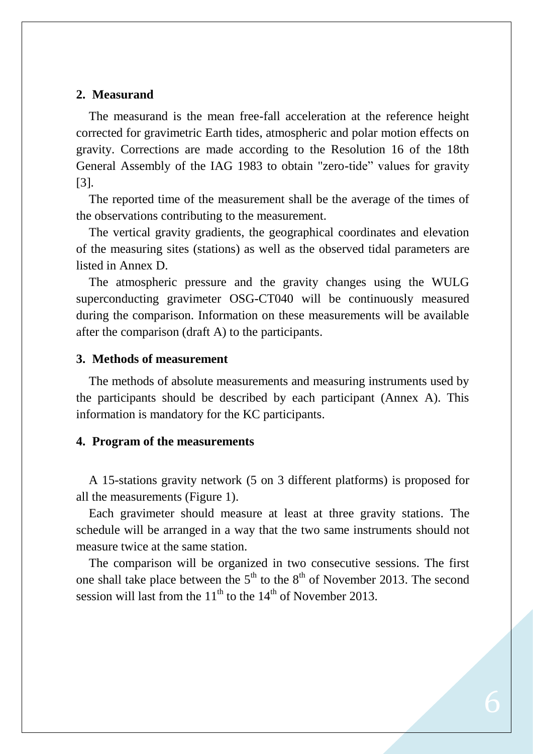## 2. Measurand

The measurand is the mean free-fall acceleration at the reference height corrected for gravimetric Earth tides, atmospheric and polar motion effects on gravity. Corrections are made according to the Resolution 16 of the 18th General Assembly of the IAG 1983 to obtain "zero-tide" values for gravity [3].

The reported time of the measurement shall be the average of the times of the observations contributing to the measurement.

The vertical gravity gradients, the geographical coordinates and elevation of the measuring sites (stations) as well as the observed tidal parameters are listed in Annex D.

The atmospheric pressure and the gravity changes using the WULG superconducting gravimeter OSG-CT040 will be continuously measured during the comparison. Information on these measurements will be available after the comparison (draft A) to the participants.

## 3. Methods of measurement

The methods of absolute measurements and measuring instruments used by the participants should be described by each participant (Annex A). This information is mandatory for the KC participants.

## 4. Program of the measurements

A 15-stations gravity network (5 on 3 different platforms) is proposed for all the measurements (Figure 1).

Each gravimeter should measure at least at three gravity stations. The schedule will be arranged in a way that the two same instruments should not measure twice at the same station.

The comparison will be organized in two consecutive sessions. The first one shall take place between the 5th to the 8th of November 2013. The second session will last from the 11th to the 14th of November 2013.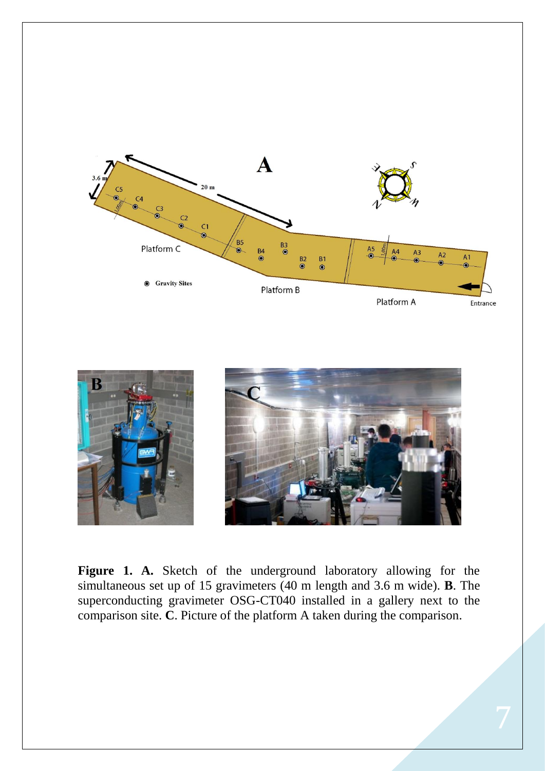**Figure 1. A.** Sketch of the underground laboratory allowing for the simultaneous set up of 15 gravimeters (40 m length and 3.6 m wide). **B**. The superconducting gravimeter OSG-CT040 installed in a gallery next to the comparison site. **C**. Picture of the platform A taken during the comparison.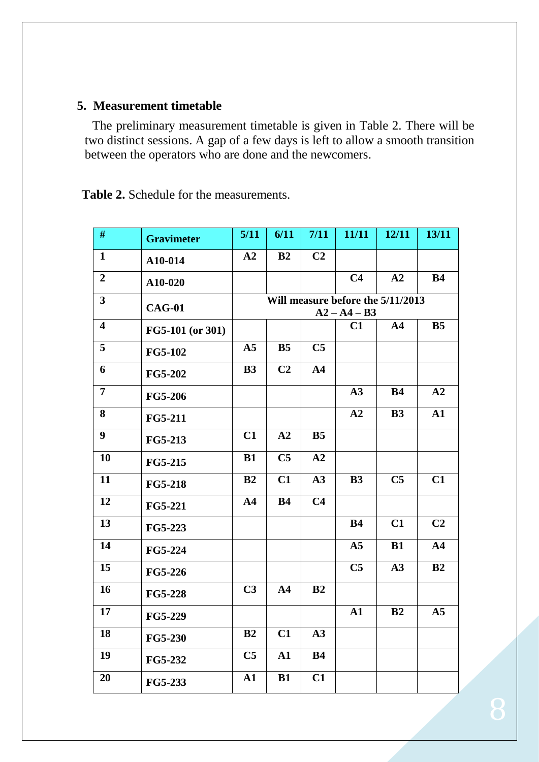## 5. Measurement timetable

The preliminary measurement timetable is given in Table 2. There will be two distinct sessions. A gap of a few days is left to allow a smooth transition between the operators who are done and the newcomers.

**Table 2.** Schedule for the measurements.

| # | Gravimeter | 5/11 | 6/11 | 7/11 | 11/11 | 12/11 | 13/11 |
|---|---|---|---|---|---|---|---|
| 1 | A10-014 | A2 | B2 | C2 | | | |
| 2 | A10-020 | | | | C4 | A2 | B4 |
| 3 | CAG-01 | Will measure before the 5/11/2013 A2 – A4 – B3 | | | | | |
| 4 | FG5-101 (or 301) | | | | C1 | A4 | B5 |
| 5 | FG5-102 | A5 | B5 | C5 | | | |
| 6 | FG5-202 | B3 | C2 | A4 | | | |
| 7 | FG5-206 | | | | A3 | B4 | A2 |
| 8 | FG5-211 | | | | A2 | B3 | A1 |
| 9 | FG5-213 | C1 | A2 | B5 | | | |
| 10 | FG5-215 | B1 | C5 | A2 | | | |
| 11 | FG5-218 | B2 | C1 | A3 | B3 | C5 | C1 |
| 12 | FG5-221 | A4 | B4 | C4 | | | |
| 13 | FG5-223 | | | | B4 | C1 | C2 |
| 14 | FG5-224 | | | | A5 | B1 | A4 |
| 15 | FG5-226 | | | | C5 | A3 | B2 |
| 16 | FG5-228 | C3 | A4 | B2 | | | |
| 17 | FG5-229 | | | | A1 | B2 | A5 |
| 18 | FG5-230 | B2 | C1 | A3 | | | |
| 19 | FG5-232 | C5 | A1 | B4 | | | |
| 20 | FG5-233 | A1 | B1 | C1 | | | |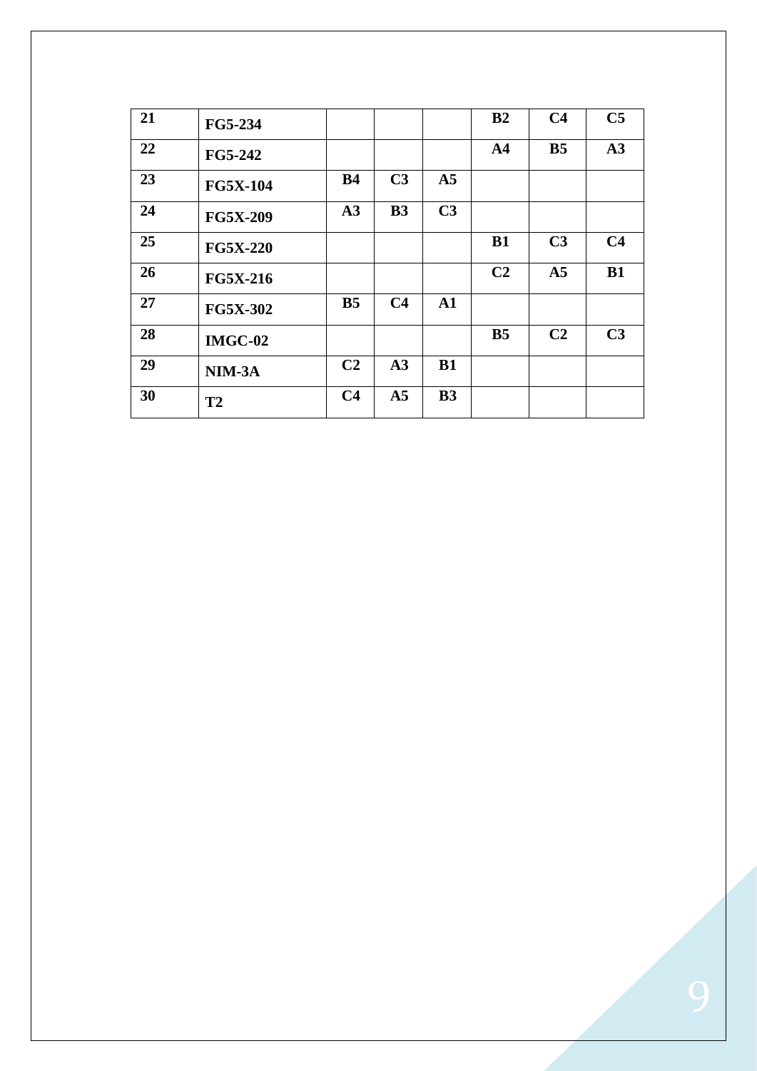| 21 | FG5-234 | | | | B2 | C4 | C5 |
|---|---|---|---|---|---|---|---|
| 22 | FG5-242 | | | | A4 | B5 | A3 |
| 23 | FG5X-104 | B4 | C3 | A5 | | | |
| 24 | FG5X-209 | A3 | B3 | C3 | | | |
| 25 | FG5X-220 | | | | B1 | C3 | C4 |
| 26 | FG5X-216 | | | | C2 | A5 | B1 |
| 27 | FG5X-302 | B5 | C4 | A1 | | | |
| 28 | IMGC-02 | | | | B5 | C2 | C3 |
| 29 | NIM-3A | C2 | A3 | B1 | | | |
| 30 | T2 | C4 | A5 | B3 | | | |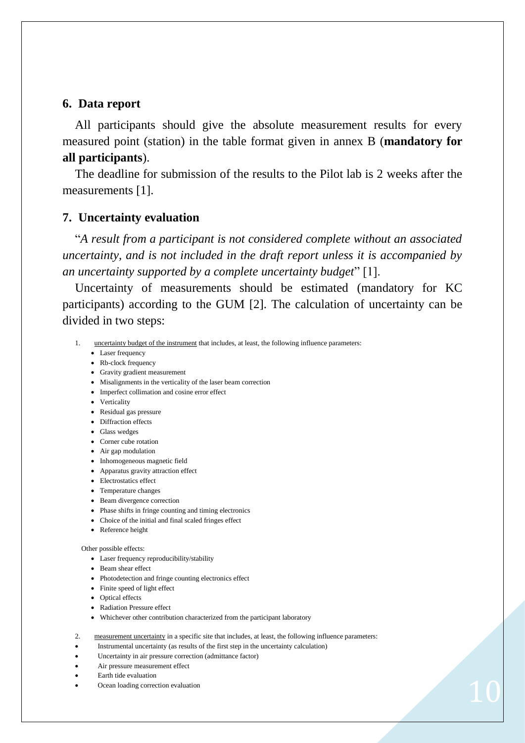## 6. Data report

All participants should give the absolute measurement results for every measured point (station) in the table format given in annex B (**mandatory for all participants**).

The deadline for submission of the results to the Pilot lab is 2 weeks after the measurements [1].

## 7. Uncertainty evaluation

"*A result from a participant is not considered complete without an associated uncertainty, and is not included in the draft report unless it is accompanied by an uncertainty supported by a complete uncertainty budget*" [1].

Uncertainty of measurements should be estimated (mandatory for KC participants) according to the GUM [2]. The calculation of uncertainty can be divided in two steps:

1. uncertainty budget of the instrument that includes, at least, the following influence parameters:
   - Laser frequency
   - Rb-clock frequency
   - Gravity gradient measurement
   - Misalignments in the verticality of the laser beam correction
   - Imperfect collimation and cosine error effect
   - Verticality
   - Residual gas pressure
   - Diffraction effects
   - Glass wedges
   - Corner cube rotation
   - Air gap modulation
   - Inhomogeneous magnetic field
   - Apparatus gravity attraction effect
   - Electrostatics effect
   - Temperature changes
   - Beam divergence correction
   - Phase shifts in fringe counting and timing electronics
   - Choice of the initial and final scaled fringes effect
   - Reference height

   Other possible effects:

   - Laser frequency reproducibility/stability
   - Beam shear effect
   - Photodetection and fringe counting electronics effect
   - Finite speed of light effect
   - Optical effects
   - Radiation Pressure effect
   - Whichever other contribution characterized from the participant laboratory

2. measurement uncertainty in a specific site that includes, at least, the following influence parameters:

- Instrumental uncertainty (as results of the first step in the uncertainty calculation)
- Uncertainty in air pressure correction (admittance factor)
- Air pressure measurement effect
- Earth tide evaluation
- Ocean loading correction evaluation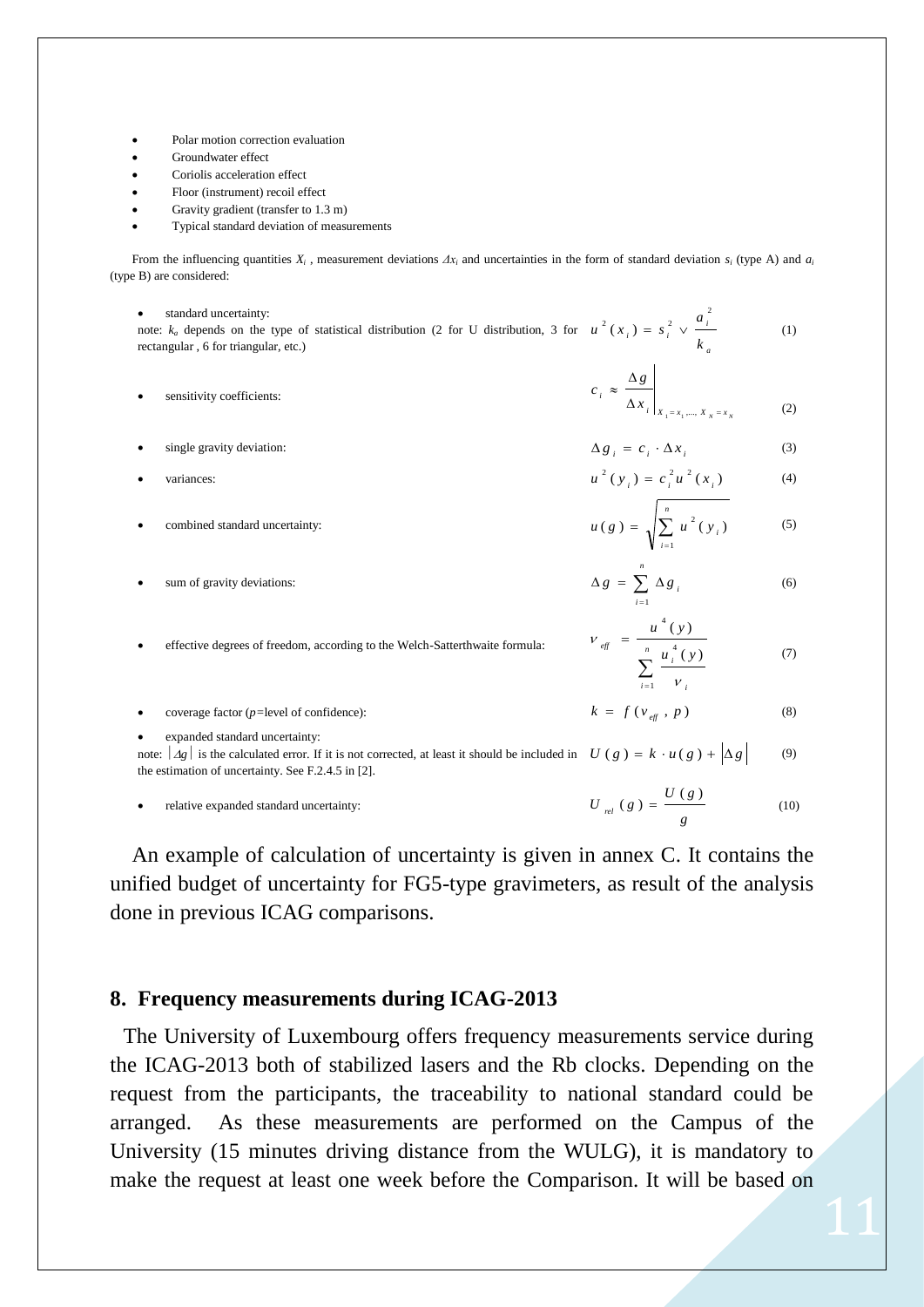- Polar motion correction evaluation
- Groundwater effect
- Coriolis acceleration effect
- Floor (instrument) recoil effect
- Gravity gradient (transfer to 1.3 m)
- Typical standard deviation of measurements

From the influencing quantities $X_i$ , measurement deviations $\Delta x_i$ and uncertainties in the form of standard deviation $s_i$ (type A) and $a_i$ (type B) are considered:

- standard uncertainty:
  note: $k_a$ depends on the type of statistical distribution (2 for U distribution, 3 for rectangular , 6 for triangular, etc.)

$$u^2(x_i) = s_i^2 \vee \frac{a_i^2}{k_a} \tag{1}$$

- sensitivity coefficients:

$$c_i \approx \left.\frac{\Delta g}{\Delta x_i}\right|_{X_1 = x_1, \dots, X_N = x_N} \tag{2}$$

- single gravity deviation:

$$\Delta g_i = c_i \cdot \Delta x_i \tag{3}$$

- variances:

$$u^2(y_i) = c_i^2 u^2(x_i) \tag{4}$$

- combined standard uncertainty:

$$u(g) = \sqrt{\sum_{i=1}^{n} u^2(y_i)} \tag{5}$$

- sum of gravity deviations:

$$\Delta g = \sum_{i=1}^{n} \Delta g_i \tag{6}$$

- effective degrees of freedom, according to the Welch-Satterthwaite formula:

$$\nu_{eff} = \frac{u^4(y)}{\sum_{i=1}^{n} \frac{u_i^4(y)}{\nu_i}} \tag{7}$$

- coverage factor ($p$=level of confidence):

$$k = f(\nu_{eff}, p) \tag{8}$$

- expanded standard uncertainty:
  note: $|\Delta g|$ is the calculated error. If it is not corrected, at least it should be included in the estimation of uncertainty. See F.2.4.5 in [2].

$$U(g) = k \cdot u(g) + |\Delta g| \tag{9}$$

- relative expanded standard uncertainty:

$$U_{rel}(g) = \frac{U(g)}{g} \tag{10}$$

An example of calculation of uncertainty is given in annex C. It contains the unified budget of uncertainty for FG5-type gravimeters, as result of the analysis done in previous ICAG comparisons.

## 8. Frequency measurements during ICAG-2013

The University of Luxembourg offers frequency measurements service during the ICAG-2013 both of stabilized lasers and the Rb clocks. Depending on the request from the participants, the traceability to national standard could be arranged. As these measurements are performed on the Campus of the University (15 minutes driving distance from the WULG), it is mandatory to make the request at least one week before the Comparison. It will be based on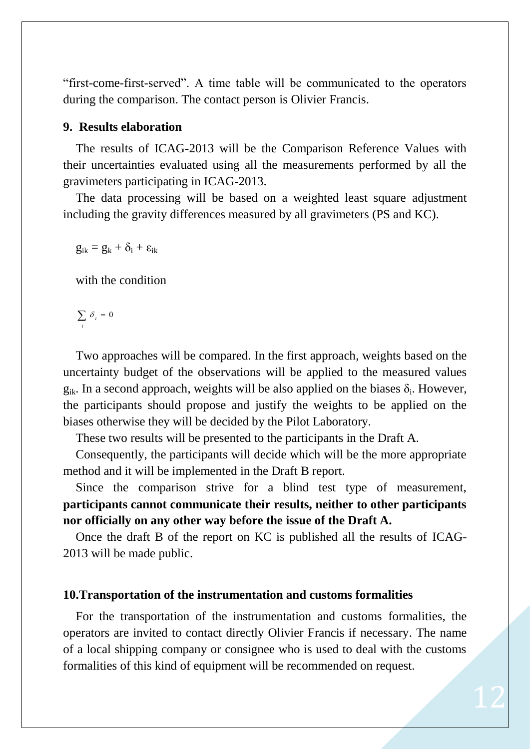"first-come-first-served". A time table will be communicated to the operators during the comparison. The contact person is Olivier Francis.

## 9. Results elaboration

The results of ICAG-2013 will be the Comparison Reference Values with their uncertainties evaluated using all the measurements performed by all the gravimeters participating in ICAG-2013.

The data processing will be based on a weighted least square adjustment including the gravity differences measured by all gravimeters (PS and KC).

$$g_{ik} = g_k + \delta_i + \varepsilon_{ik}$$

with the condition

$$\sum_i \delta_i = 0$$

Two approaches will be compared. In the first approach, weights based on the uncertainty budget of the observations will be applied to the measured values $g_{ik}$. In a second approach, weights will be also applied on the biases $\delta_i$. However, the participants should propose and justify the weights to be applied on the biases otherwise they will be decided by the Pilot Laboratory.

These two results will be presented to the participants in the Draft A.

Consequently, the participants will decide which will be the more appropriate method and it will be implemented in the Draft B report.

Since the comparison strive for a blind test type of measurement, **participants cannot communicate their results, neither to other participants nor officially on any other way before the issue of the Draft A.**

Once the draft B of the report on KC is published all the results of ICAG-2013 will be made public.

## 10.Transportation of the instrumentation and customs formalities

For the transportation of the instrumentation and customs formalities, the operators are invited to contact directly Olivier Francis if necessary. The name of a local shipping company or consignee who is used to deal with the customs formalities of this kind of equipment will be recommended on request.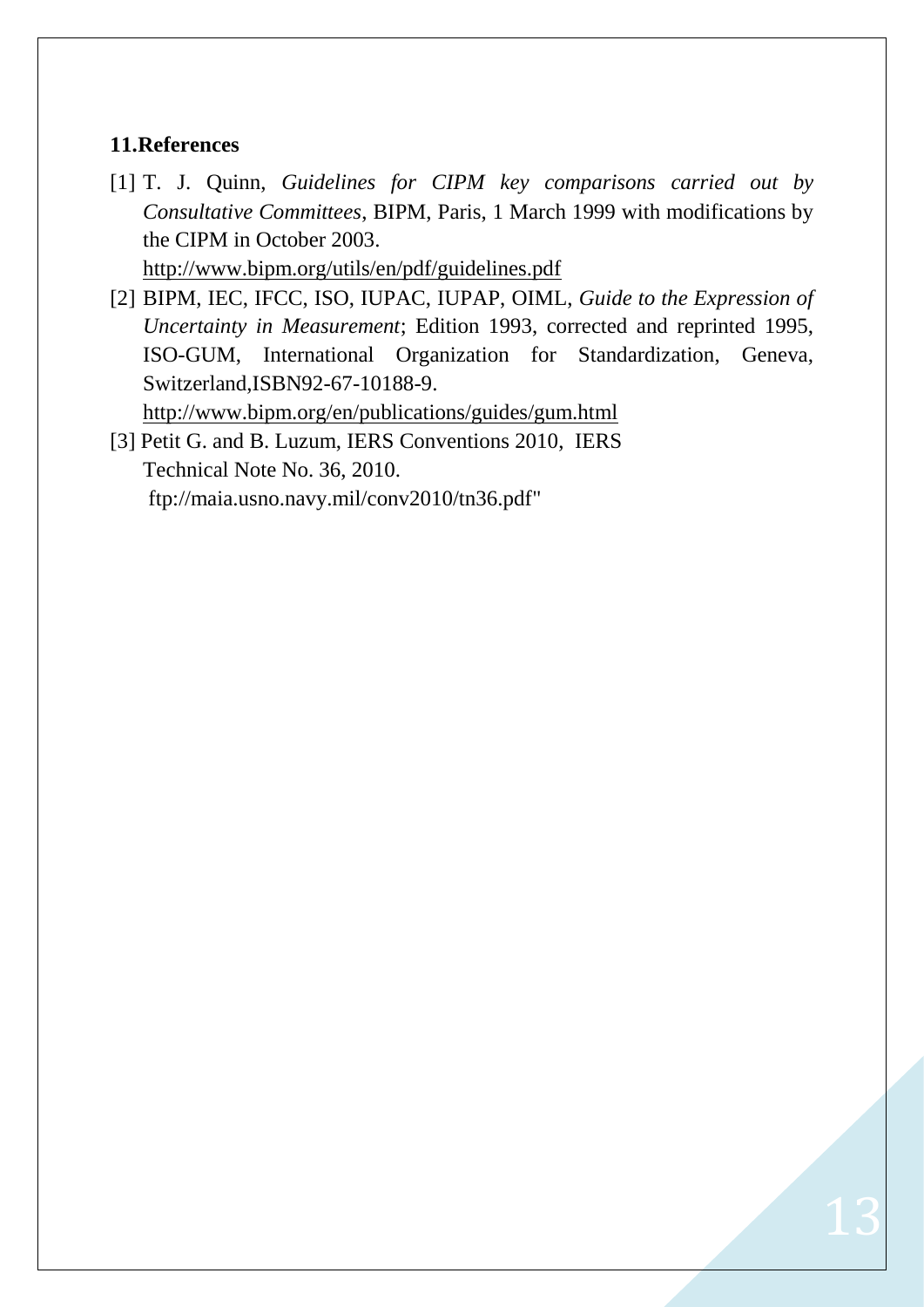## 11.References

[1] T. J. Quinn, *Guidelines for CIPM key comparisons carried out by Consultative Committees*, BIPM, Paris, 1 March 1999 with modifications by the CIPM in October 2003.
http://www.bipm.org/utils/en/pdf/guidelines.pdf

[2] BIPM, IEC, IFCC, ISO, IUPAC, IUPAP, OIML, *Guide to the Expression of Uncertainty in Measurement*; Edition 1993, corrected and reprinted 1995, ISO-GUM, International Organization for Standardization, Geneva, Switzerland,ISBN92-67-10188-9.
http://www.bipm.org/en/publications/guides/gum.html

[3] Petit G. and B. Luzum, IERS Conventions 2010, IERS Technical Note No. 36, 2010.
ftp://maia.usno.navy.mil/conv2010/tn36.pdf"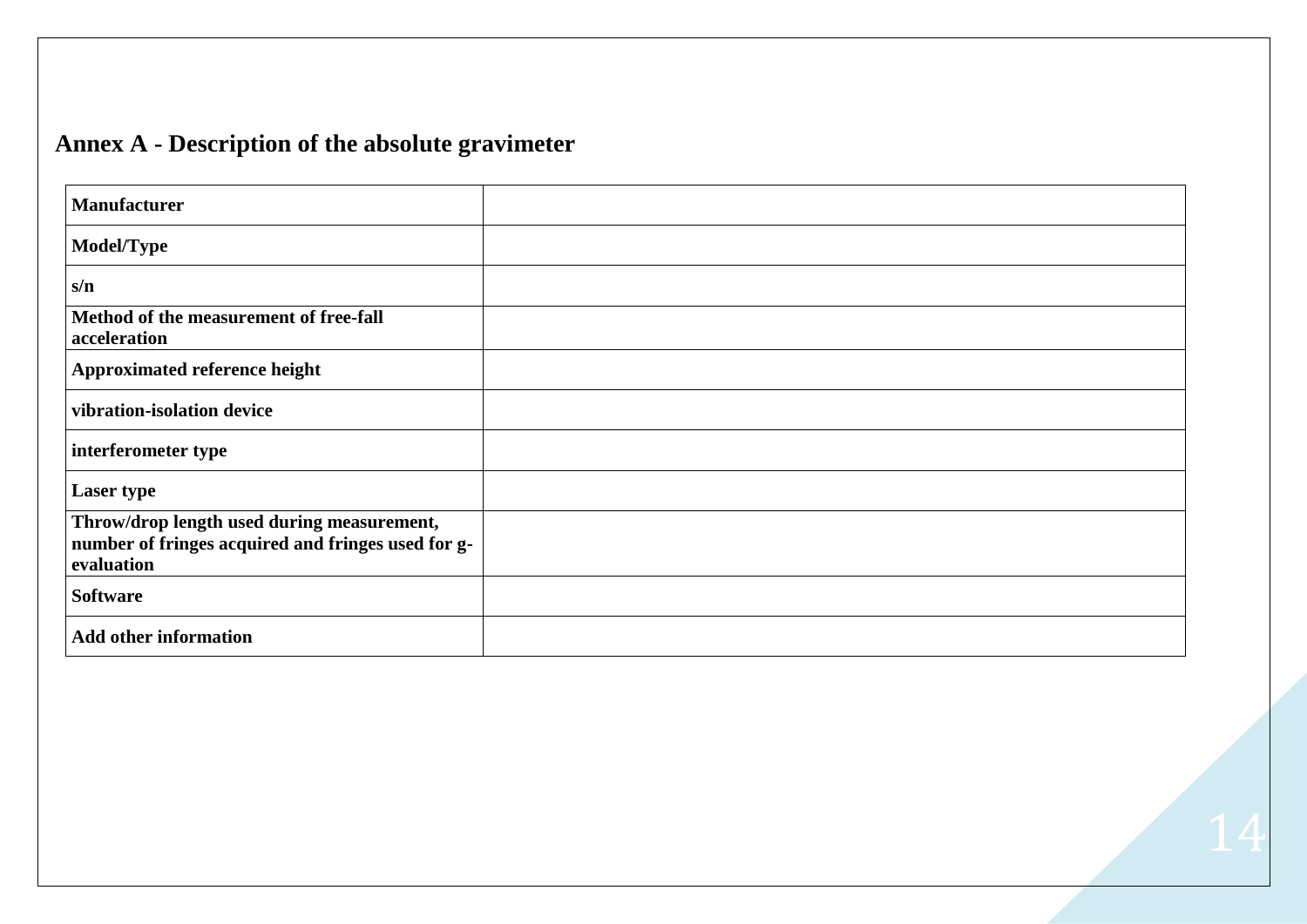## Annex A - Description of the absolute gravimeter

| **Manufacturer** | |
|---|---|
| **Model/Type** | |
| **s/n** | |
| **Method of the measurement of free-fall acceleration** | |
| **Approximated reference height** | |
| **vibration-isolation device** | |
| **interferometer type** | |
| **Laser type** | |
| **Throw/drop length used during measurement, number of fringes acquired and fringes used for g-evaluation** | |
| **Software** | |
| **Add other information** | |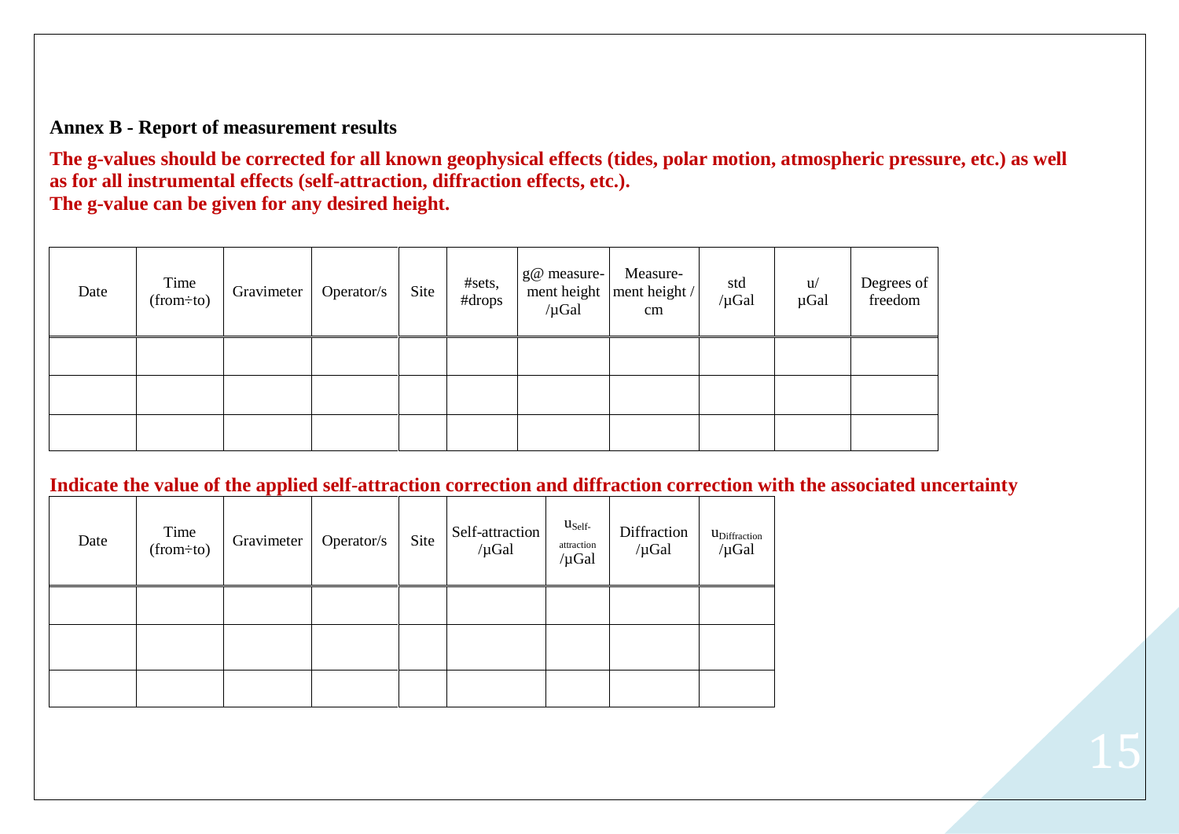### Annex B - Report of measurement results

**The g-values should be corrected for all known geophysical effects (tides, polar motion, atmospheric pressure, etc.) as well as for all instrumental effects (self-attraction, diffraction effects, etc.).**
**The g-value can be given for any desired height.**

| Date | Time (from÷to) | Gravimeter | Operator/s | Site | #sets, #drops | g@ measure-ment height /µGal | Measure-ment height / cm | std /µGal | u/ µGal | Degrees of freedom |
|---|---|---|---|---|---|---|---|---|---|---|
| | | | | | | | | | | |
| | | | | | | | | | | |
| | | | | | | | | | | |

**Indicate the value of the applied self-attraction correction and diffraction correction with the associated uncertainty**

| Date | Time (from÷to) | Gravimeter | Operator/s | Site | Self-attraction /µGal | $u_{Self\text{-}attraction}$ /µGal | Diffraction /µGal | $u_{Diffraction}$ /µGal |
|---|---|---|---|---|---|---|---|---|
| | | | | | | | | |
| | | | | | | | | |
| | | | | | | | | |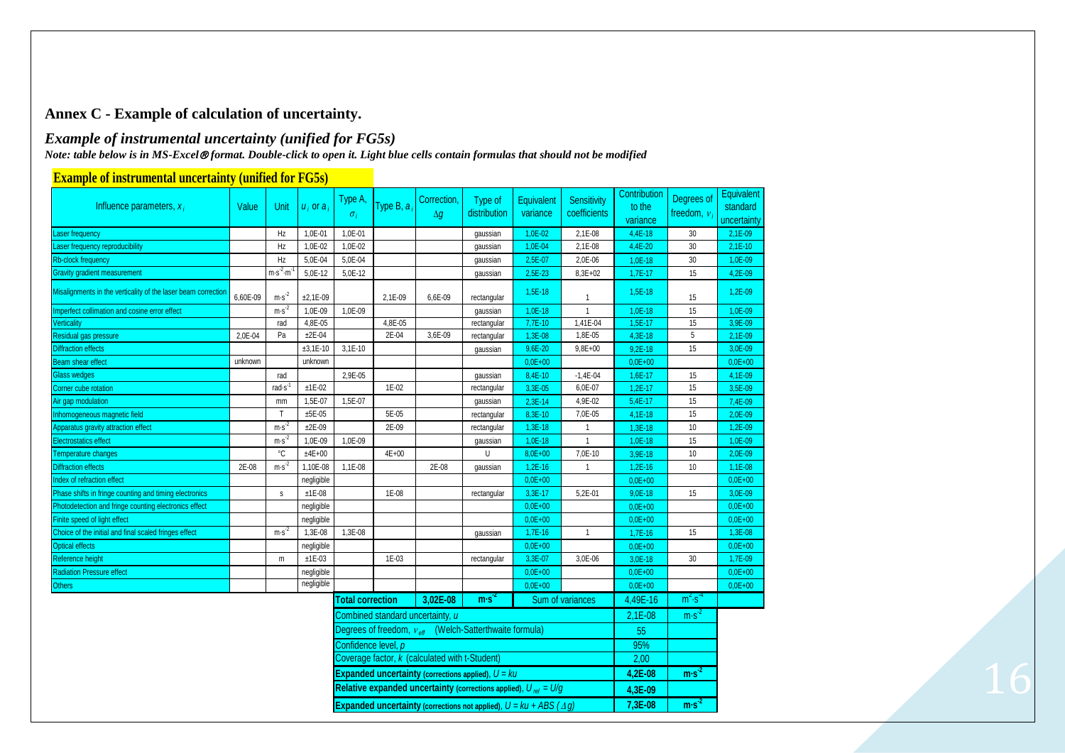## Annex C - Example of calculation of uncertainty.

### *Example of instrumental uncertainty (unified for FG5s)*

***Note: table below is in MS-Excel® format. Double-click to open it. Light blue cells contain formulas that should not be modified***

**Example of instrumental uncertainty (unified for FG5s)**

| Influence parameters, $x_i$ | Value | Unit | $u_i$ or $a_i$ | Type A, $\sigma_i$ | Type B, $a_i$ | Correction, $\Delta g$ | Type of distribution | Equivalent variance | Sensitivity coefficients | Contribution to the variance | Degrees of freedom, $\nu_i$ | Equivalent standard uncertainty |
|---|---|---|---|---|---|---|---|---|---|---|---|---|
| Laser frequency | | Hz | 1,0E-01 | 1,0E-01 | | | gaussian | 1,0E-02 | 2,1E-08 | 4,4E-18 | 30 | 2,1E-09 |
| Laser frequency reproducibility | | Hz | 1,0E-02 | 1,0E-02 | | | gaussian | 1,0E-04 | 2,1E-08 | 4,4E-20 | 30 | 2,1E-10 |
| Rb-clock frequency | | Hz | 5,0E-04 | 5,0E-04 | | | gaussian | 2,5E-07 | 2,0E-06 | 1,0E-18 | 30 | 1,0E-09 |
| Gravity gradient measurement | | $m \cdot s^{-2} \cdot m^{-1}$ | 5,0E-12 | 5,0E-12 | | | gaussian | 2,5E-23 | 8,3E+02 | 1,7E-17 | 15 | 4,2E-09 |
| Misalignments in the verticality of the laser beam correction | 6,60E-09 | $m \cdot s^{-2}$ | ±2,1E-09 | | 2,1E-09 | 6,6E-09 | rectangular | 1,5E-18 | 1 | 1,5E-18 | 15 | 1,2E-09 |
| Imperfect collimation and cosine error effect | | $m \cdot s^{-2}$ | 1,0E-09 | 1,0E-09 | | | gaussian | 1,0E-18 | 1 | 1,0E-18 | 15 | 1,0E-09 |
| Verticality | | rad | 4,8E-05 | | 4,8E-05 | | rectangular | 7,7E-10 | 1,41E-04 | 1,5E-17 | 15 | 3,9E-09 |
| Residual gas pressure | 2,0E-04 | Pa | ±2E-04 | | 2E-04 | 3,6E-09 | rectangular | 1,3E-08 | 1,8E-05 | 4,3E-18 | 5 | 2,1E-09 |
| Diffraction effects | | | ±3,1E-10 | 3,1E-10 | | | gaussian | 9,6E-20 | 9,8E+00 | 9,2E-18 | 15 | 3,0E-09 |
| Beam shear effect | unknown | | unknown | | | | | 0,0E+00 | | 0,0E+00 | | 0,0E+00 |
| Glass wedges | | rad | | 2,9E-05 | | | gaussian | 8,4E-10 | -1,4E-04 | 1,6E-17 | 15 | 4,1E-09 |
| Corner cube rotation | | $rad \cdot s^{-1}$ | ±1E-02 | | 1E-02 | | rectangular | 3,3E-05 | 6,0E-07 | 1,2E-17 | 15 | 3,5E-09 |
| Air gap modulation | | mm | 1,5E-07 | 1,5E-07 | | | gaussian | 2,3E-14 | 4,9E-02 | 5,4E-17 | 15 | 7,4E-09 |
| Inhomogeneous magnetic field | | T | ±5E-05 | | 5E-05 | | rectangular | 8,3E-10 | 7,0E-05 | 4,1E-18 | 15 | 2,0E-09 |
| Apparatus gravity attraction effect | | $m \cdot s^{-2}$ | ±2E-09 | | 2E-09 | | rectangular | 1,3E-18 | 1 | 1,3E-18 | 10 | 1,2E-09 |
| Electrostatics effect | | $m \cdot s^{-2}$ | 1,0E-09 | 1,0E-09 | | | gaussian | 1,0E-18 | 1 | 1,0E-18 | 15 | 1,0E-09 |
| Temperature changes | | °C | ±4E+00 | | 4E+00 | | U | 8,0E+00 | 7,0E-10 | 3,9E-18 | 10 | 2,0E-09 |
| Diffraction effects | 2E-08 | $m \cdot s^{-2}$ | 1,10E-08 | 1,1E-08 | | 2E-08 | gaussian | 1,2E-16 | 1 | 1,2E-16 | 10 | 1,1E-08 |
| Index of refraction effect | | | negligible | | | | | 0,0E+00 | | 0,0E+00 | | 0,0E+00 |
| Phase shifts in fringe counting and timing electronics | | s | ±1E-08 | | 1E-08 | | rectangular | 3,3E-17 | 5,2E-01 | 9,0E-18 | 15 | 3,0E-09 |
| Photodetection and fringe counting electronics effect | | | negligible | | | | | 0,0E+00 | | 0,0E+00 | | 0,0E+00 |
| Finite speed of light effect | | | negligible | | | | | 0,0E+00 | | 0,0E+00 | | 0,0E+00 |
| Choice of the initial and final scaled fringes effect | | $m \cdot s^{-2}$ | 1,3E-08 | 1,3E-08 | | | gaussian | 1,7E-16 | 1 | 1,7E-16 | 15 | 1,3E-08 |
| Optical effects | | | negligible | | | | | 0,0E+00 | | 0,0E+00 | | 0,0E+00 |
| Reference height | | m | ±1E-03 | | 1E-03 | | rectangular | 3,3E-07 | 3,0E-06 | 3,0E-18 | 30 | 1,7E-09 |
| Radiation Pressure effect | | | negligible | | | | | 0,0E+00 | | 0,0E+00 | | 0,0E+00 |
| Others | | | negligible | | | | | 0,0E+00 | | 0,0E+00 | | 0,0E+00 |
| | | | | **Total correction** | | **3,02E-08** | **$m \cdot s^{-2}$** | Sum of variances | | 4,49E-16 | $m^2 \cdot s^{-4}$ | |
| | | | | Combined standard uncertainty, $u$ | | | | | | 2,1E-08 | $m \cdot s^{-2}$ | |
| | | | | Degrees of freedom, $\nu_{eff}$ (Welch-Satterthwaite formula) | | | | | | 55 | | |
| | | | | Confidence level, $p$ | | | | | | 95% | | |
| | | | | Coverage factor, $k$ (calculated with t-Student) | | | | | | 2,00 | | |
| | | | | **Expanded uncertainty** (corrections applied), $U = ku$ | | | | | | **4,2E-08** | **$m \cdot s^{-2}$** | |
| | | | | **Relative expanded uncertainty** (corrections applied), $U_{rel} = U/g$ | | | | | | **4,3E-09** | | |
| | | | | **Expanded uncertainty** (corrections not applied), $U = ku + ABS(\Delta g)$ | | | | | | **7,3E-08** | **$m \cdot s^{-2}$** | |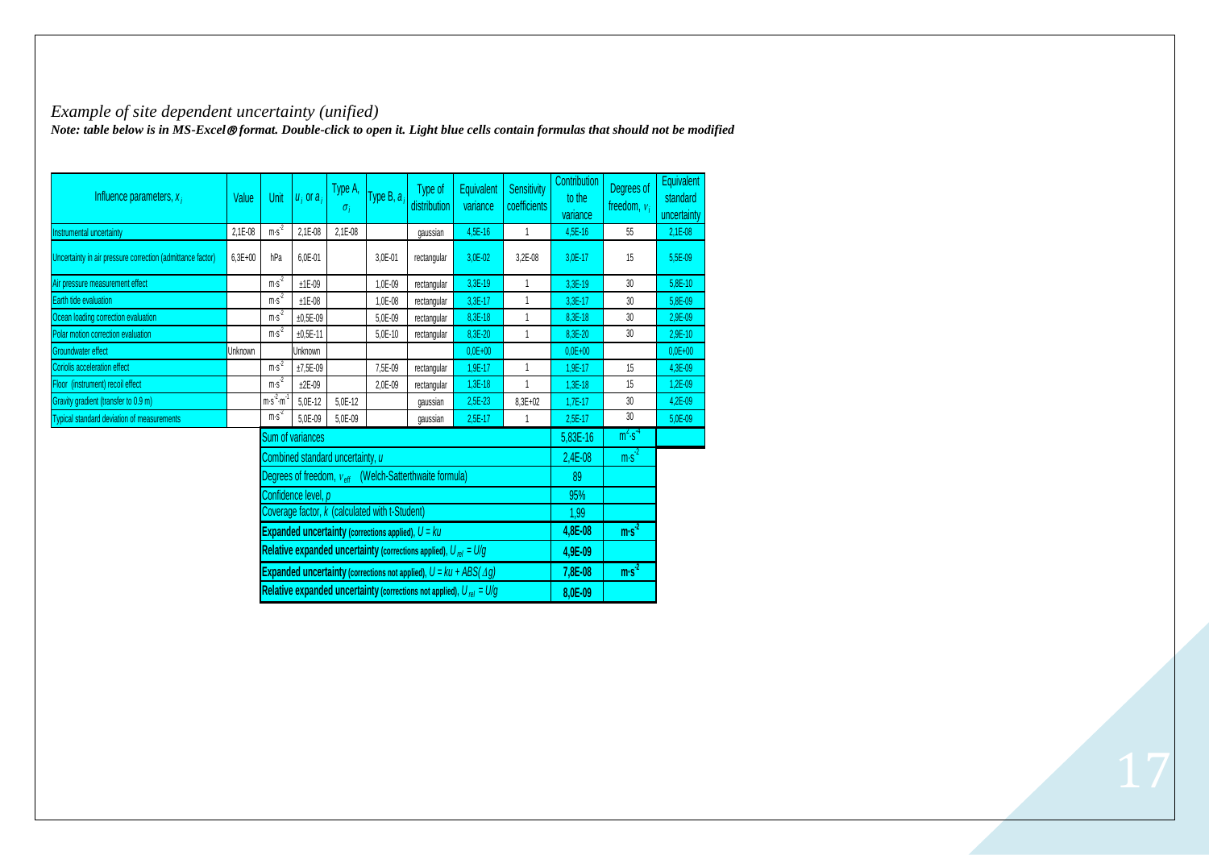*Example of site dependent uncertainty (unified)*

***Note: table below is in MS-Excel® format. Double-click to open it. Light blue cells contain formulas that should not be modified***

| Influence parameters, $x_i$ | Value | Unit | $u_i$ or $a_i$ | Type A, $\sigma_i$ | Type B, $a_i$ | Type of distribution | Equivalent variance | Sensitivity coefficients | Contribution to the variance | Degrees of freedom, $\nu_i$ | Equivalent standard uncertainty |
|---|---|---|---|---|---|---|---|---|---|---|---|
| Instrumental uncertainty | 2,1E-08 | $m{\cdot}s^{-2}$ | 2,1E-08 | 2,1E-08 | | gaussian | 4,5E-16 | 1 | 4,5E-16 | 55 | 2,1E-08 |
| Uncertainty in air pressure correction (admittance factor) | 6,3E+00 | hPa | 6,0E-01 | | 3,0E-01 | rectangular | 3,0E-02 | 3,2E-08 | 3,0E-17 | 15 | 5,5E-09 |
| Air pressure measurement effect | | $m{\cdot}s^{-2}$ | ±1E-09 | | 1,0E-09 | rectangular | 3,3E-19 | 1 | 3,3E-19 | 30 | 5,8E-10 |
| Earth tide evaluation | | $m{\cdot}s^{-2}$ | ±1E-08 | | 1,0E-08 | rectangular | 3,3E-17 | 1 | 3,3E-17 | 30 | 5,8E-09 |
| Ocean loading correction evaluation | | $m{\cdot}s^{-2}$ | ±0,5E-09 | | 5,0E-09 | rectangular | 8,3E-18 | 1 | 8,3E-18 | 30 | 2,9E-09 |
| Polar motion correction evaluation | | $m{\cdot}s^{-2}$ | ±0,5E-11 | | 5,0E-10 | rectangular | 8,3E-20 | 1 | 8,3E-20 | 30 | 2,9E-10 |
| Groundwater effect | Unknown | | Unknown | | | | 0,0E+00 | | 0,0E+00 | | 0,0E+00 |
| Coriolis acceleration effect | | $m{\cdot}s^{-2}$ | ±7,5E-09 | | 7,5E-09 | rectangular | 1,9E-17 | 1 | 1,9E-17 | 15 | 4,3E-09 |
| Floor (instrument) recoil effect | | $m{\cdot}s^{-2}$ | ±2E-09 | | 2,0E-09 | rectangular | 1,3E-18 | 1 | 1,3E-18 | 15 | 1,2E-09 |
| Gravity gradient (transfer to 0.9 m) | | $m{\cdot}s^{-2}{\cdot}m^{-1}$ | 5,0E-12 | 5,0E-12 | | gaussian | 2,5E-23 | 8,3E+02 | 1,7E-17 | 30 | 4,2E-09 |
| Typical standard deviation of measurements | | $m{\cdot}s^{-2}$ | 5,0E-09 | 5,0E-09 | | gaussian | 2,5E-17 | 1 | 2,5E-17 | 30 | 5,0E-09 |
| | | Sum of variances | | | | | | | 5,83E-16 | $m^2{\cdot}s^{-4}$ | |
| | | Combined standard uncertainty, $u$ | | | | | | | 2,4E-08 | $m{\cdot}s^{-2}$ | |
| | | Degrees of freedom, $\nu_{eff}$ (Welch-Satterthwaite formula) | | | | | | | 89 | | |
| | | Confidence level, $p$ | | | | | | | 95% | | |
| | | Coverage factor, $k$ (calculated with t-Student) | | | | | | | 1,99 | | |
| | | **Expanded uncertainty (corrections applied), $U = ku$** | | | | | | | **4,8E-08** | $m{\cdot}s^{-2}$ | |
| | | **Relative expanded uncertainty (corrections applied), $U_{rel} = U/g$** | | | | | | | **4,9E-09** | | |
| | | **Expanded uncertainty (corrections not applied), $U = ku + ABS(\Delta g)$** | | | | | | | **7,8E-08** | $m{\cdot}s^{-2}$ | |
| | | **Relative expanded uncertainty (corrections not applied), $U_{rel} = U/g$** | | | | | | | **8,0E-09** | | |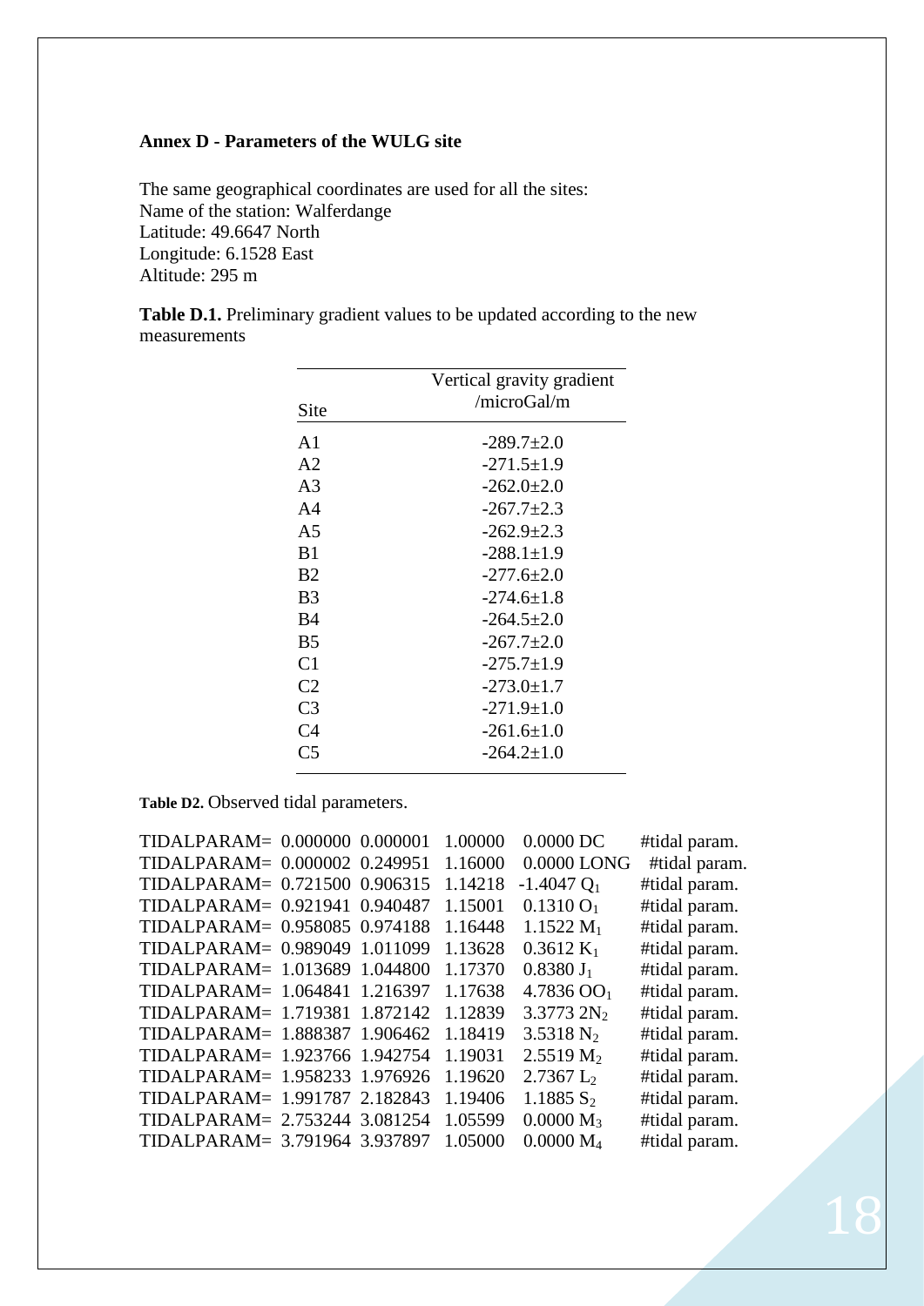**Annex D - Parameters of the WULG site**

The same geographical coordinates are used for all the sites:
Name of the station: Walferdange
Latitude: 49.6647 North
Longitude: 6.1528 East
Altitude: 295 m

**Table D.1.** Preliminary gradient values to be updated according to the new measurements

| Site | Vertical gravity gradient /microGal/m |
|---|---|
| A1 | -289.7±2.0 |
| A2 | -271.5±1.9 |
| A3 | -262.0±2.0 |
| A4 | -267.7±2.3 |
| A5 | -262.9±2.3 |
| B1 | -288.1±1.9 |
| B2 | -277.6±2.0 |
| B3 | -274.6±1.8 |
| B4 | -264.5±2.0 |
| B5 | -267.7±2.0 |
| C1 | -275.7±1.9 |
| C2 | -273.0±1.7 |
| C3 | -271.9±1.0 |
| C4 | -261.6±1.0 |
| C5 | -264.2±1.0 |

**Table D2.** Observed tidal parameters.

| | | | | | | |
|---|---|---|---|---|---|---|
| TIDALPARAM= | 0.000000 | 0.000001 | 1.00000 | 0.0000 | DC | #tidal param. |
| TIDALPARAM= | 0.000002 | 0.249951 | 1.16000 | 0.0000 | LONG | #tidal param. |
| TIDALPARAM= | 0.721500 | 0.906315 | 1.14218 | -1.4047 | $Q_1$ | #tidal param. |
| TIDALPARAM= | 0.921941 | 0.940487 | 1.15001 | 0.1310 | $O_1$ | #tidal param. |
| TIDALPARAM= | 0.958085 | 0.974188 | 1.16448 | 1.1522 | $M_1$ | #tidal param. |
| TIDALPARAM= | 0.989049 | 1.011099 | 1.13628 | 0.3612 | $K_1$ | #tidal param. |
| TIDALPARAM= | 1.013689 | 1.044800 | 1.17370 | 0.8380 | $J_1$ | #tidal param. |
| TIDALPARAM= | 1.064841 | 1.216397 | 1.17638 | 4.7836 | $OO_1$ | #tidal param. |
| TIDALPARAM= | 1.719381 | 1.872142 | 1.12839 | 3.3773 | $2N_2$ | #tidal param. |
| TIDALPARAM= | 1.888387 | 1.906462 | 1.18419 | 3.5318 | $N_2$ | #tidal param. |
| TIDALPARAM= | 1.923766 | 1.942754 | 1.19031 | 2.5519 | $M_2$ | #tidal param. |
| TIDALPARAM= | 1.958233 | 1.976926 | 1.19620 | 2.7367 | $L_2$ | #tidal param. |
| TIDALPARAM= | 1.991787 | 2.182843 | 1.19406 | 1.1885 | $S_2$ | #tidal param. |
| TIDALPARAM= | 2.753244 | 3.081254 | 1.05599 | 0.0000 | $M_3$ | #tidal param. |
| TIDALPARAM= | 3.791964 | 3.937897 | 1.05000 | 0.0000 | $M_4$ | #tidal param. |